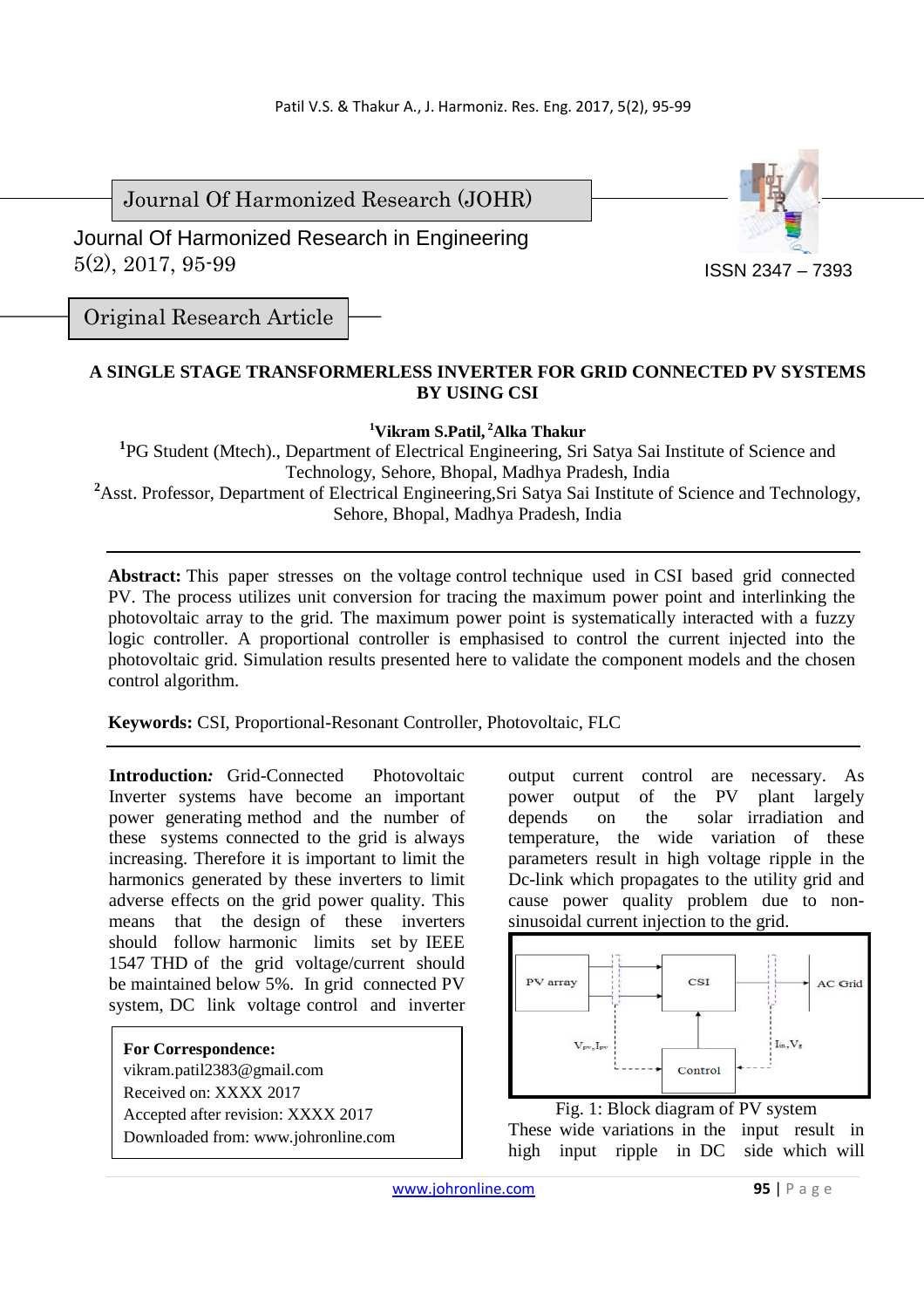Journal Of Harmonized Research (JOHR)

Journal Of Harmonized Research in Engineering
5(2), 2017, 95-99

ISSN 2347 – 7393

Original Research Article

# A SINGLE STAGE TRANSFORMERLESS INVERTER FOR GRID CONNECTED PV SYSTEMS BY USING CSI

**[1]Vikram S.Patil, [2]Alka Thakur**

[1]PG Student (Mtech)., Department of Electrical Engineering, Sri Satya Sai Institute of Science and Technology, Sehore, Bhopal, Madhya Pradesh, India

[2]Asst. Professor, Department of Electrical Engineering,Sri Satya Sai Institute of Science and Technology, Sehore, Bhopal, Madhya Pradesh, India

**Abstract:** This paper stresses on the voltage control technique used in CSI based grid connected PV. The process utilizes unit conversion for tracing the maximum power point and interlinking the photovoltaic array to the grid. The maximum power point is systematically interacted with a fuzzy logic controller. A proportional controller is emphasised to control the current injected into the photovoltaic grid. Simulation results presented here to validate the component models and the chosen control algorithm.

**Keywords:** CSI, Proportional-Resonant Controller, Photovoltaic, FLC

**Introduction*:*** Grid-Connected Photovoltaic Inverter systems have become an important power generating method and the number of these systems connected to the grid is always increasing. Therefore it is important to limit the harmonics generated by these inverters to limit adverse effects on the grid power quality. This means that the design of these inverters should follow harmonic limits set by IEEE 1547 THD of the grid voltage/current should be maintained below 5%. In grid connected PV system, DC link voltage control and inverter output current control are necessary. As power output of the PV plant largely depends on the solar irradiation and temperature, the wide variation of these parameters result in high voltage ripple in the Dc-link which propagates to the utility grid and cause power quality problem due to non-sinusoidal current injection to the grid.

**For Correspondence:**
vikram.patil2383@gmail.com
Received on: XXXX 2017
Accepted after revision: XXXX 2017
Downloaded from: www.johronline.com

Fig. 1: Block diagram of PV system

These wide variations in the input result in high input ripple in DC side which will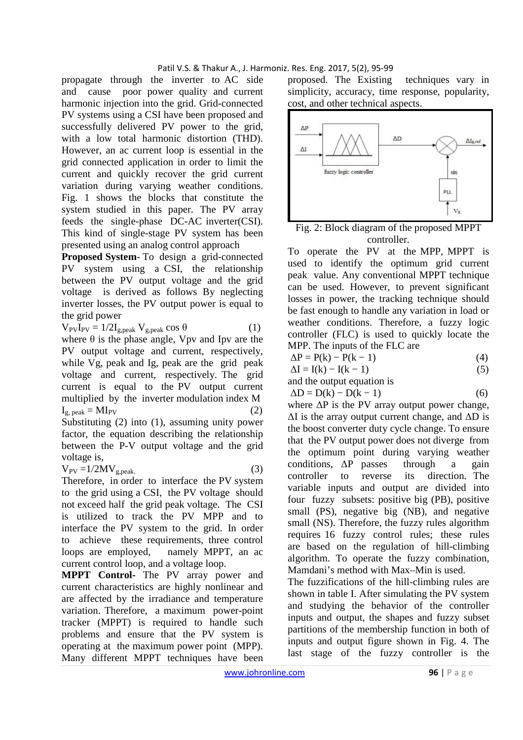propagate through the inverter to AC side and cause poor power quality and current harmonic injection into the grid. Grid-connected PV systems using a CSI have been proposed and successfully delivered PV power to the grid, with a low total harmonic distortion (THD). However, an ac current loop is essential in the grid connected application in order to limit the current and quickly recover the grid current variation during varying weather conditions. Fig. 1 shows the blocks that constitute the system studied in this paper. The PV array feeds the single-phase DC-AC inverter(CSI). This kind of single-stage PV system has been presented using an analog control approach

**Proposed System**- To design a grid-connected PV system using a CSI, the relationship between the PV output voltage and the grid voltage is derived as follows By neglecting inverter losses, the PV output power is equal to the grid power

$$V_{PV}I_{PV} = 1/2I_{g,peak}\, V_{g,peak} \cos \theta \qquad (1)$$

where $\theta$ is the phase angle, Vpv and Ipv are the PV output voltage and current, respectively, while Vg, peak and Ig, peak are the grid peak voltage and current, respectively. The grid current is equal to the PV output current multiplied by the inverter modulation index M

$$I_{g,\,peak} = MI_{PV} \qquad (2)$$

Substituting (2) into (1), assuming unity power factor, the equation describing the relationship between the P-V output voltage and the grid voltage is,

$$V_{PV} = 1/2MV_{g,peak.} \qquad (3)$$

Therefore, in order to interface the PV system to the grid using a CSI, the PV voltage should not exceed half the grid peak voltage. The CSI is utilized to track the PV MPP and to interface the PV system to the grid. In order to achieve these requirements, three control loops are employed, namely MPPT, an ac current control loop, and a voltage loop.

**MPPT Control**- The PV array power and current characteristics are highly nonlinear and are affected by the irradiance and temperature variation. Therefore, a maximum power-point tracker (MPPT) is required to handle such problems and ensure that the PV system is operating at the maximum power point (MPP). Many different MPPT techniques have been proposed. The Existing techniques vary in simplicity, accuracy, time response, popularity, cost, and other technical aspects.

Fig. 2: Block diagram of the proposed MPPT controller.

To operate the PV at the MPP, MPPT is used to identify the optimum grid current peak value. Any conventional MPPT technique can be used. However, to prevent significant losses in power, the tracking technique should be fast enough to handle any variation in load or weather conditions. Therefore, a fuzzy logic controller (FLC) is used to quickly locate the MPP. The inputs of the FLC are

$$\Delta P = P(k) - P(k-1) \qquad (4)$$

$$\Delta I = I(k) - I(k-1) \qquad (5)$$

and the output equation is

$$\Delta D = D(k) - D(k-1) \qquad (6)$$

where $\Delta P$ is the PV array output power change, $\Delta I$ is the array output current change, and $\Delta D$ is the boost converter duty cycle change. To ensure that the PV output power does not diverge from the optimum point during varying weather conditions, $\Delta P$ passes through a gain controller to reverse its direction. The variable inputs and output are divided into four fuzzy subsets: positive big (PB), positive small (PS), negative big (NB), and negative small (NS). Therefore, the fuzzy rules algorithm requires 16 fuzzy control rules; these rules are based on the regulation of hill-climbing algorithm. To operate the fuzzy combination, Mamdani's method with Max–Min is used.

The fuzzifications of the hill-climbing rules are shown in table I. After simulating the PV system and studying the behavior of the controller inputs and output, the shapes and fuzzy subset partitions of the membership function in both of inputs and output figure shown in Fig. 4. The last stage of the fuzzy controller is the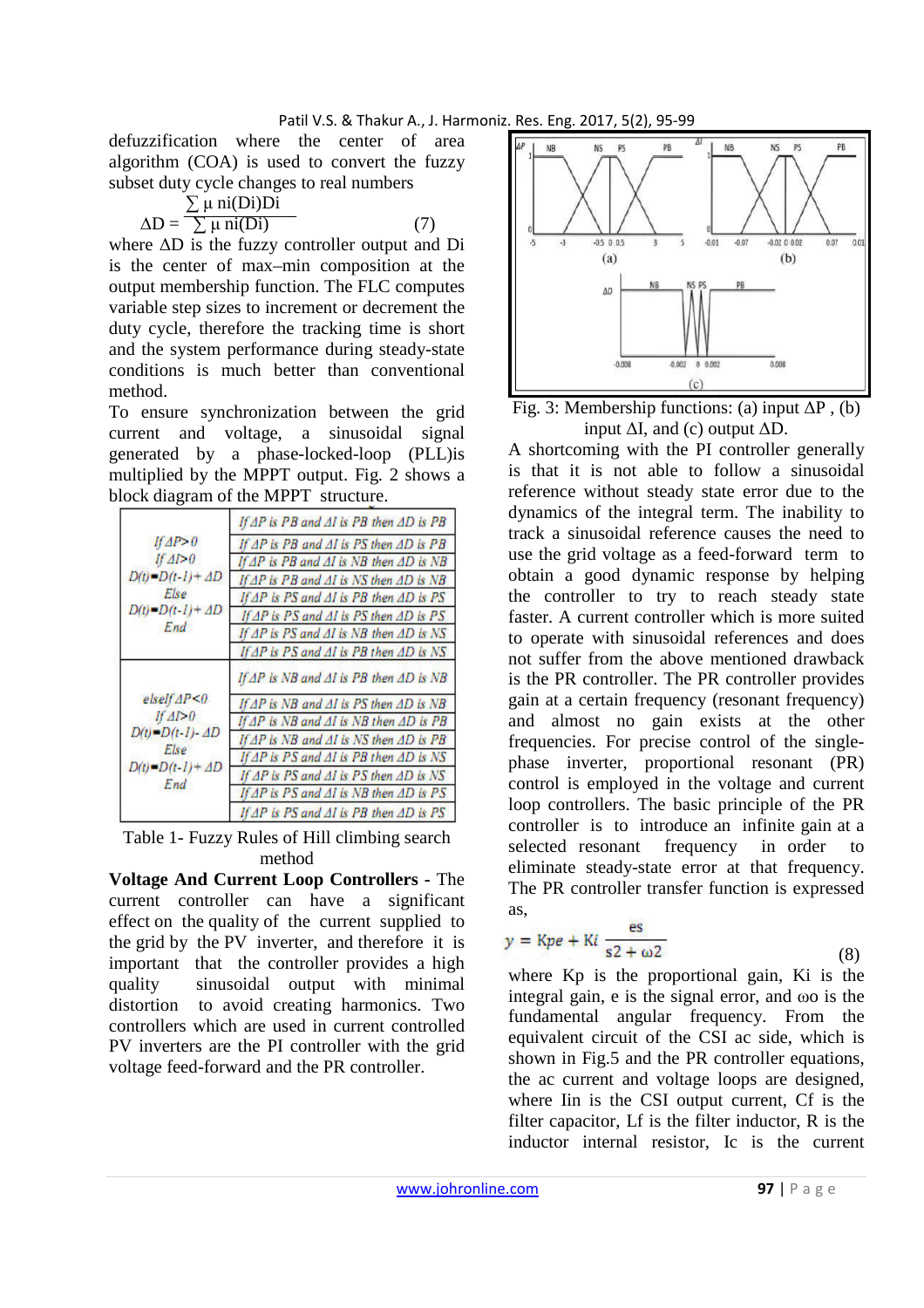defuzzification where the center of area algorithm (COA) is used to convert the fuzzy subset duty cycle changes to real numbers

$$\Delta D = \frac{\sum \mu\, ni(Di)Di}{\sum \mu\, ni(Di)} \quad (7)$$

where ΔD is the fuzzy controller output and Di is the center of max–min composition at the output membership function. The FLC computes variable step sizes to increment or decrement the duty cycle, therefore the tracking time is short and the system performance during steady-state conditions is much better than conventional method.

To ensure synchronization between the grid current and voltage, a sinusoidal signal generated by a phase-locked-loop (PLL)is multiplied by the MPPT output. Fig. 2 shows a block diagram of the MPPT structure.

| | |
|---|---|
| If ΔP>0<br>If ΔI>0<br>D(t)=D(t-1)+ ΔD<br>Else<br>D(t)=D(t-1)+ ΔD<br>End | If ΔP is PB and ΔI is PB then ΔD is PB |
| | If ΔP is PB and ΔI is PS then ΔD is PB |
| | If ΔP is PB and ΔI is NB then ΔD is NB |
| | If ΔP is PB and ΔI is NS then ΔD is NB |
| | If ΔP is PS and ΔI is PB then ΔD is PS |
| | If ΔP is PS and ΔI is PS then ΔD is PS |
| | If ΔP is PS and ΔI is NB then ΔD is NS |
| | If ΔP is PS and ΔI is PB then ΔD is NS |
| elseIf ΔP<0<br>If ΔI>0<br>D(t)=D(t-1)- ΔD<br>Else<br>D(t)=D(t-1)+ ΔD<br>End | If ΔP is NB and ΔI is PB then ΔD is NB |
| | If ΔP is NB and ΔI is PS then ΔD is NB |
| | If ΔP is NB and ΔI is NB then ΔD is PB |
| | If ΔP is NB and ΔI is NS then ΔD is PB |
| | If ΔP is PS and ΔI is PB then ΔD is NS |
| | If ΔP is PS and ΔI is PS then ΔD is NS |
| | If ΔP is PS and ΔI is NB then ΔD is PS |
| | If ΔP is PS and ΔI is PB then ΔD is PS |

Table 1- Fuzzy Rules of Hill climbing search method

**Voltage And Current Loop Controllers -** The current controller can have a significant effect on the quality of the current supplied to the grid by the PV inverter, and therefore it is important that the controller provides a high quality sinusoidal output with minimal distortion to avoid creating harmonics. Two controllers which are used in current controlled PV inverters are the PI controller with the grid voltage feed-forward and the PR controller.

Fig. 3: Membership functions: (a) input ΔP , (b) input ΔI, and (c) output ΔD.

A shortcoming with the PI controller generally is that it is not able to follow a sinusoidal reference without steady state error due to the dynamics of the integral term. The inability to track a sinusoidal reference causes the need to use the grid voltage as a feed-forward term to obtain a good dynamic response by helping the controller to try to reach steady state faster. A current controller which is more suited to operate with sinusoidal references and does not suffer from the above mentioned drawback is the PR controller. The PR controller provides gain at a certain frequency (resonant frequency) and almost no gain exists at the other frequencies. For precise control of the single-phase inverter, proportional resonant (PR) control is employed in the voltage and current loop controllers. The basic principle of the PR controller is to introduce an infinite gain at a selected resonant frequency in order to eliminate steady-state error at that frequency. The PR controller transfer function is expressed as,

$$y = Kpe + Ki\,\frac{es}{s2 + \omega 2} \quad (8)$$

where Kp is the proportional gain, Ki is the integral gain, e is the signal error, and ωo is the fundamental angular frequency. From the equivalent circuit of the CSI ac side, which is shown in Fig.5 and the PR controller equations, the ac current and voltage loops are designed, where Iin is the CSI output current, Cf is the filter capacitor, Lf is the filter inductor, R is the inductor internal resistor, Ic is the current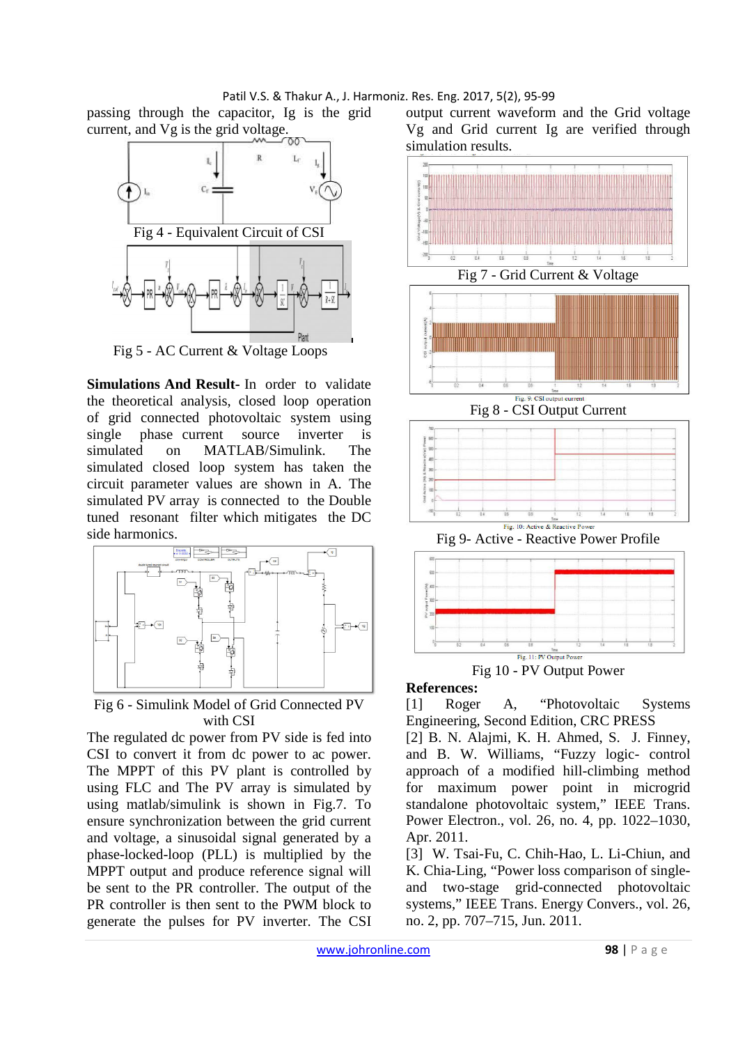passing through the capacitor, Ig is the grid current, and Vg is the grid voltage.

Fig 4 - Equivalent Circuit of CSI

Fig 5 - AC Current & Voltage Loops

**Simulations And Result-** In order to validate the theoretical analysis, closed loop operation of grid connected photovoltaic system using single phase source current inverter is simulated on MATLAB/Simulink. The simulated closed loop system has taken the circuit parameter values are shown in A. The simulated PV array is connected to the Double tuned resonant filter which mitigates the DC side harmonics.

Fig 6 - Simulink Model of Grid Connected PV with CSI

The regulated dc power from PV side is fed into CSI to convert it from dc power to ac power. The MPPT of this PV plant is controlled by using FLC and The PV array is simulated by using matlab/simulink is shown in Fig.7. To ensure synchronization between the grid current and voltage, a sinusoidal signal generated by a phase-locked-loop (PLL) is multiplied by the MPPT output and produce reference signal will be sent to the PR controller. The output of the PR controller is then sent to the PWM block to generate the pulses for PV inverter. The CSI output current waveform and the Grid voltage Vg and Grid current Ig are verified through simulation results.

Fig 7 - Grid Current & Voltage

Fig. 9: CSI output current

Fig 8 - CSI Output Current

Fig. 10: Active & Reactive Power

Fig 9- Active - Reactive Power Profile

Fig. 11: PV Output Power

Fig 10 - PV Output Power

**References:**

[1] Roger A, "Photovoltaic Systems Engineering, Second Edition, CRC PRESS

[2] B. N. Alajmi, K. H. Ahmed, S. J. Finney, and B. W. Williams, "Fuzzy logic- control approach of a modified hill-climbing method for maximum power point in microgrid standalone photovoltaic system," IEEE Trans. Power Electron., vol. 26, no. 4, pp. 1022–1030, Apr. 2011.

[3] W. Tsai-Fu, C. Chih-Hao, L. Li-Chiun, and K. Chia-Ling, "Power loss comparison of single- and two-stage grid-connected photovoltaic systems," IEEE Trans. Energy Convers., vol. 26, no. 2, pp. 707–715, Jun. 2011.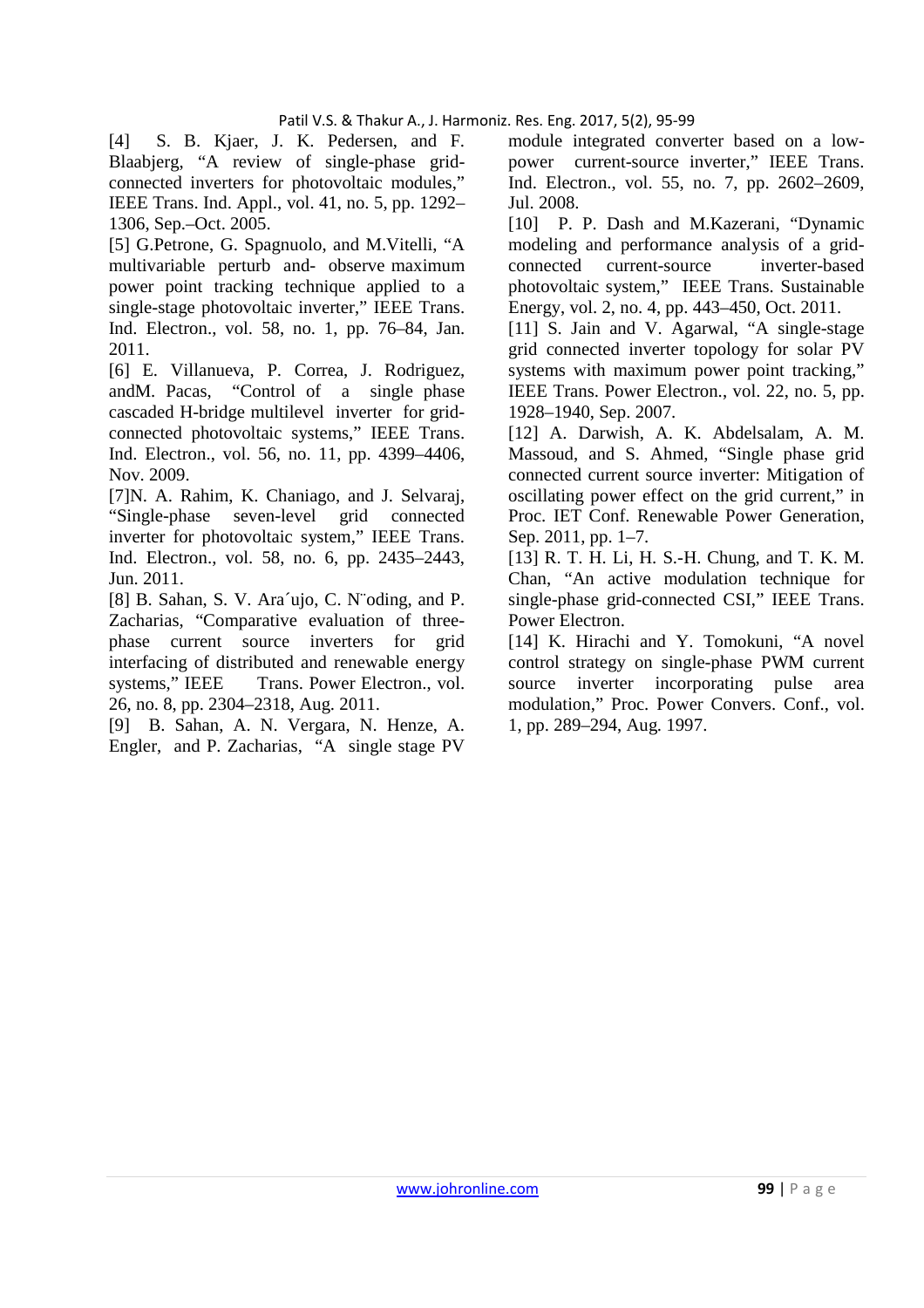[4] S. B. Kjaer, J. K. Pedersen, and F. Blaabjerg, "A review of single-phase grid-connected inverters for photovoltaic modules," IEEE Trans. Ind. Appl., vol. 41, no. 5, pp. 1292–1306, Sep.–Oct. 2005.

[5] G.Petrone, G. Spagnuolo, and M.Vitelli, "A multivariable perturb and- observe maximum power point tracking technique applied to a single-stage photovoltaic inverter," IEEE Trans. Ind. Electron., vol. 58, no. 1, pp. 76–84, Jan. 2011.

[6] E. Villanueva, P. Correa, J. Rodriguez, andM. Pacas, "Control of a single phase cascaded H-bridge multilevel inverter for grid-connected photovoltaic systems," IEEE Trans. Ind. Electron., vol. 56, no. 11, pp. 4399–4406, Nov. 2009.

[7]N. A. Rahim, K. Chaniago, and J. Selvaraj, "Single-phase seven-level grid connected inverter for photovoltaic system," IEEE Trans. Ind. Electron., vol. 58, no. 6, pp. 2435–2443, Jun. 2011.

[8] B. Sahan, S. V. Ara´ujo, C. N¨oding, and P. Zacharias, "Comparative evaluation of three-phase current source inverters for grid interfacing of distributed and renewable energy systems," IEEE Trans. Power Electron., vol. 26, no. 8, pp. 2304–2318, Aug. 2011.

[9] B. Sahan, A. N. Vergara, N. Henze, A. Engler, and P. Zacharias, "A single stage PV module integrated converter based on a low-power current-source inverter," IEEE Trans. Ind. Electron., vol. 55, no. 7, pp. 2602–2609, Jul. 2008.

[10] P. P. Dash and M.Kazerani, "Dynamic modeling and performance analysis of a grid-connected current-source inverter-based photovoltaic system," IEEE Trans. Sustainable Energy, vol. 2, no. 4, pp. 443–450, Oct. 2011.

[11] S. Jain and V. Agarwal, "A single-stage grid connected inverter topology for solar PV systems with maximum power point tracking," IEEE Trans. Power Electron., vol. 22, no. 5, pp. 1928–1940, Sep. 2007.

[12] A. Darwish, A. K. Abdelsalam, A. M. Massoud, and S. Ahmed, "Single phase grid connected current source inverter: Mitigation of oscillating power effect on the grid current," in Proc. IET Conf. Renewable Power Generation, Sep. 2011, pp. 1–7.

[13] R. T. H. Li, H. S.-H. Chung, and T. K. M. Chan, "An active modulation technique for single-phase grid-connected CSI," IEEE Trans. Power Electron.

[14] K. Hirachi and Y. Tomokuni, "A novel control strategy on single-phase PWM current source inverter incorporating pulse area modulation," Proc. Power Convers. Conf., vol. 1, pp. 289–294, Aug. 1997.